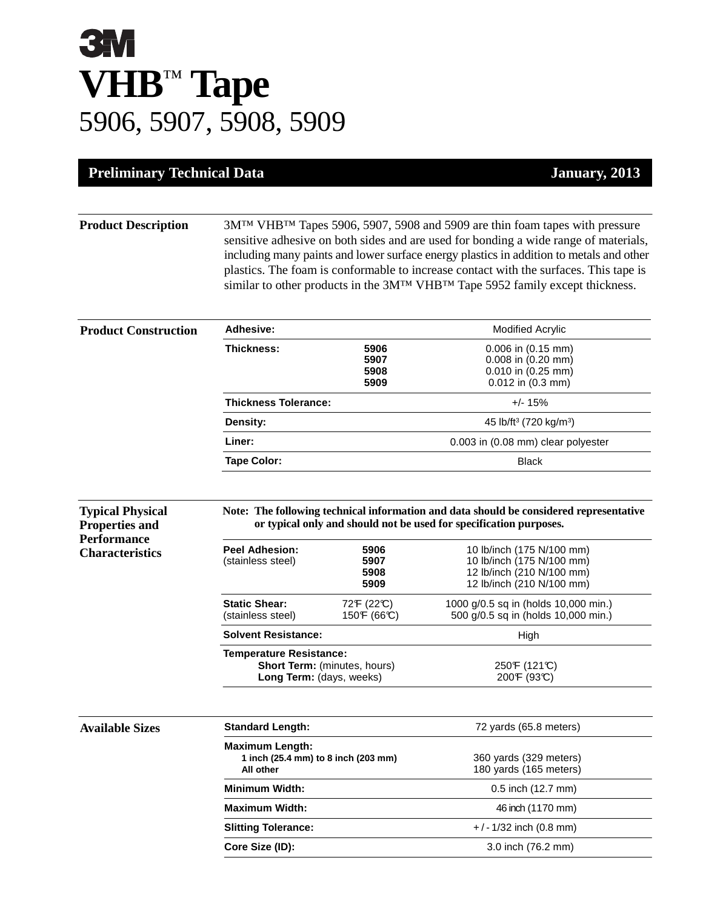3M

# VHB™ Tape
## 5906, 5907, 5908, 5909

**Preliminary Technical Data** — **January, 2013**

### Product Description

3M™ VHB™ Tapes 5906, 5907, 5908 and 5909 are thin foam tapes with pressure sensitive adhesive on both sides and are used for bonding a wide range of materials, including many paints and lower surface energy plastics in addition to metals and other plastics. The foam is conformable to increase contact with the surfaces. This tape is similar to other products in the 3M™ VHB™ Tape 5952 family except thickness.

### Product Construction

| | | |
|---|---|---|
| **Adhesive:** | | Modified Acrylic |
| **Thickness:** | **5906**<br>**5907**<br>**5908**<br>**5909** | 0.006 in (0.15 mm)<br>0.008 in (0.20 mm)<br>0.010 in (0.25 mm)<br>0.012 in (0.3 mm) |
| **Thickness Tolerance:** | | +/- 15% |
| **Density:** | | 45 lb/ft³ (720 kg/m³) |
| **Liner:** | | 0.003 in (0.08 mm) clear polyester |
| **Tape Color:** | | Black |

### Typical Physical Properties and Performance Characteristics

**Note: The following technical information and data should be considered representative or typical only and should not be used for specification purposes.**

| | | |
|---|---|---|
| **Peel Adhesion:**<br>(stainless steel) | **5906**<br>**5907**<br>**5908**<br>**5909** | 10 lb/inch (175 N/100 mm)<br>10 lb/inch (175 N/100 mm)<br>12 lb/inch (210 N/100 mm)<br>12 lb/inch (210 N/100 mm) |
| **Static Shear:**<br>(stainless steel) | 72°F (22°C)<br>150°F (66°C) | 1000 g/0.5 sq in (holds 10,000 min.)<br>500 g/0.5 sq in (holds 10,000 min.) |
| **Solvent Resistance:** | | High |
| **Temperature Resistance:**<br>**Short Term:** (minutes, hours)<br>**Long Term:** (days, weeks) | | <br>250°F (121°C)<br>200°F (93°C) |

### Available Sizes

| | |
|---|---|
| **Standard Length:** | 72 yards (65.8 meters) |
| **Maximum Length:**<br>**1 inch (25.4 mm) to 8 inch (203 mm)**<br>**All other** | <br>360 yards (329 meters)<br>180 yards (165 meters) |
| **Minimum Width:** | 0.5 inch (12.7 mm) |
| **Maximum Width:** | 46 inch (1170 mm) |
| **Slitting Tolerance:** | +/- 1/32 inch (0.8 mm) |
| **Core Size (ID):** | 3.0 inch (76.2 mm) |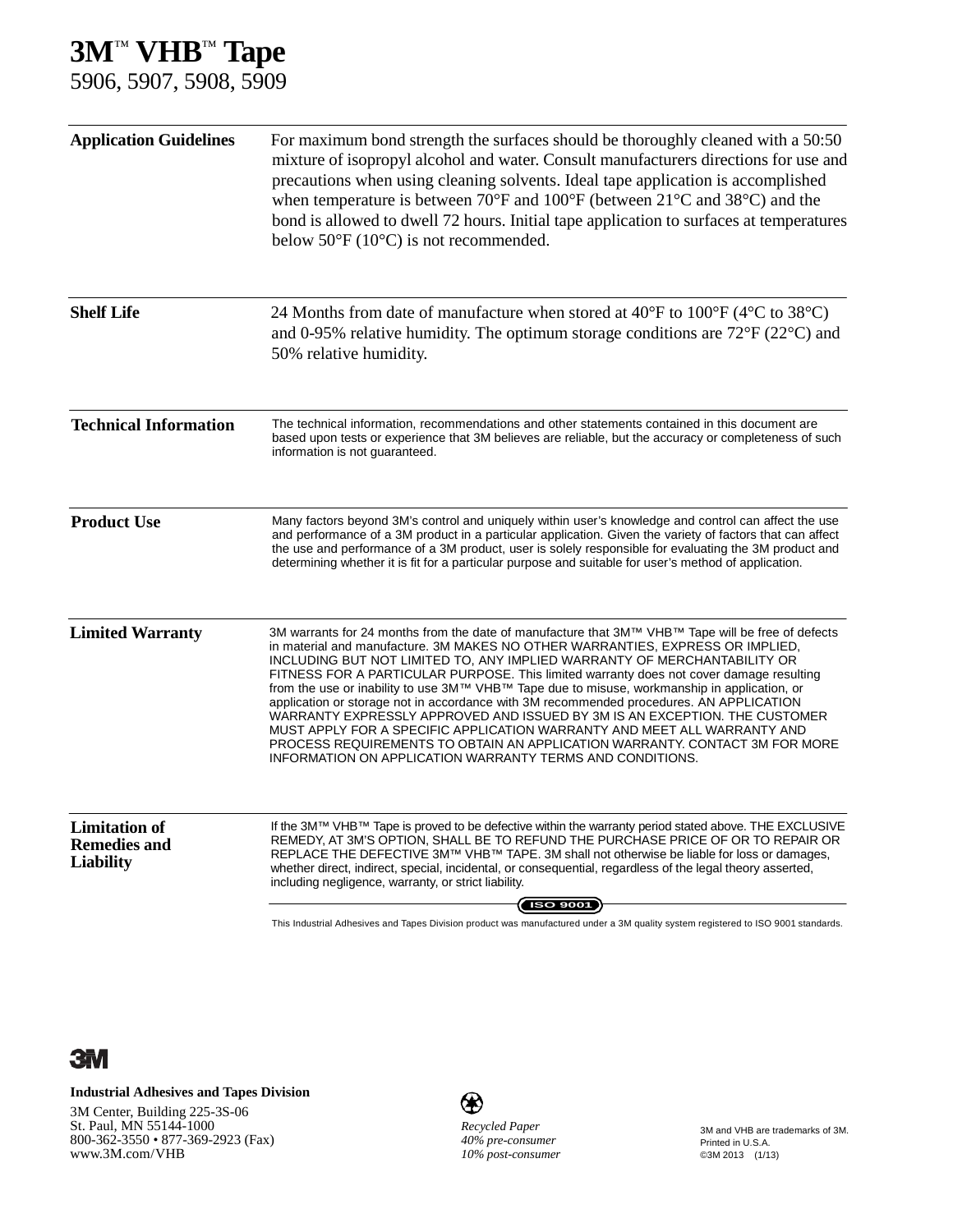# 3M™ VHB™ Tape

5906, 5907, 5908, 5909

**Application Guidelines**

For maximum bond strength the surfaces should be thoroughly cleaned with a 50:50 mixture of isopropyl alcohol and water. Consult manufacturers directions for use and precautions when using cleaning solvents. Ideal tape application is accomplished when temperature is between 70°F and 100°F (between 21°C and 38°C) and the bond is allowed to dwell 72 hours. Initial tape application to surfaces at temperatures below 50°F (10°C) is not recommended.

**Shelf Life**

24 Months from date of manufacture when stored at 40°F to 100°F (4°C to 38°C) and 0-95% relative humidity. The optimum storage conditions are 72°F (22°C) and 50% relative humidity.

**Technical Information**

The technical information, recommendations and other statements contained in this document are based upon tests or experience that 3M believes are reliable, but the accuracy or completeness of such information is not guaranteed.

**Product Use**

Many factors beyond 3M's control and uniquely within user's knowledge and control can affect the use and performance of a 3M product in a particular application. Given the variety of factors that can affect the use and performance of a 3M product, user is solely responsible for evaluating the 3M product and determining whether it is fit for a particular purpose and suitable for user's method of application.

**Limited Warranty**

3M warrants for 24 months from the date of manufacture that 3M™ VHB™ Tape will be free of defects in material and manufacture. 3M MAKES NO OTHER WARRANTIES, EXPRESS OR IMPLIED, INCLUDING BUT NOT LIMITED TO, ANY IMPLIED WARRANTY OF MERCHANTABILITY OR FITNESS FOR A PARTICULAR PURPOSE. This limited warranty does not cover damage resulting from the use or inability to use 3M™ VHB™ Tape due to misuse, workmanship in application, or application or storage not in accordance with 3M recommended procedures. AN APPLICATION WARRANTY EXPRESSLY APPROVED AND ISSUED BY 3M IS AN EXCEPTION. THE CUSTOMER MUST APPLY FOR A SPECIFIC APPLICATION WARRANTY AND MEET ALL WARRANTY AND PROCESS REQUIREMENTS TO OBTAIN AN APPLICATION WARRANTY. CONTACT 3M FOR MORE INFORMATION ON APPLICATION WARRANTY TERMS AND CONDITIONS.

**Limitation of Remedies and Liability**

If the 3M™ VHB™ Tape is proved to be defective within the warranty period stated above. THE EXCLUSIVE REMEDY, AT 3M'S OPTION, SHALL BE TO REFUND THE PURCHASE PRICE OF OR TO REPAIR OR REPLACE THE DEFECTIVE 3M™ VHB™ TAPE. 3M shall not otherwise be liable for loss or damages, whether direct, indirect, special, incidental, or consequential, regardless of the legal theory asserted, including negligence, warranty, or strict liability.

ISO 9001

This Industrial Adhesives and Tapes Division product was manufactured under a 3M quality system registered to ISO 9001 standards.

3M

**Industrial Adhesives and Tapes Division**

3M Center, Building 225-3S-06
St. Paul, MN 55144-1000
800-362-3550 • 877-369-2923 (Fax)
www.3M.com/VHB

*Recycled Paper*
*40% pre-consumer*
*10% post-consumer*

3M and VHB are trademarks of 3M.
Printed in U.S.A.
©3M 2013 (1/13)